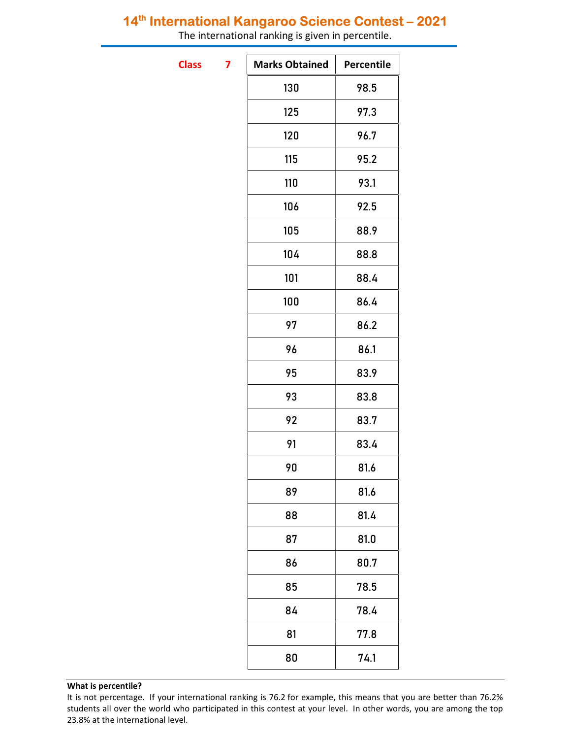# 14th International Kangaroo Science Contest – 2021

The international ranking is given in percentile.

**Class 7**

| Marks Obtained | Percentile |
|---|---|
| 130 | 98.5 |
| 125 | 97.3 |
| 120 | 96.7 |
| 115 | 95.2 |
| 110 | 93.1 |
| 106 | 92.5 |
| 105 | 88.9 |
| 104 | 88.8 |
| 101 | 88.4 |
| 100 | 86.4 |
| 97 | 86.2 |
| 96 | 86.1 |
| 95 | 83.9 |
| 93 | 83.8 |
| 92 | 83.7 |
| 91 | 83.4 |
| 90 | 81.6 |
| 89 | 81.6 |
| 88 | 81.4 |
| 87 | 81.0 |
| 86 | 80.7 |
| 85 | 78.5 |
| 84 | 78.4 |
| 81 | 77.8 |
| 80 | 74.1 |

**What is percentile?**

It is not percentage. If your international ranking is 76.2 for example, this means that you are better than 76.2% students all over the world who participated in this contest at your level. In other words, you are among the top 23.8% at the international level.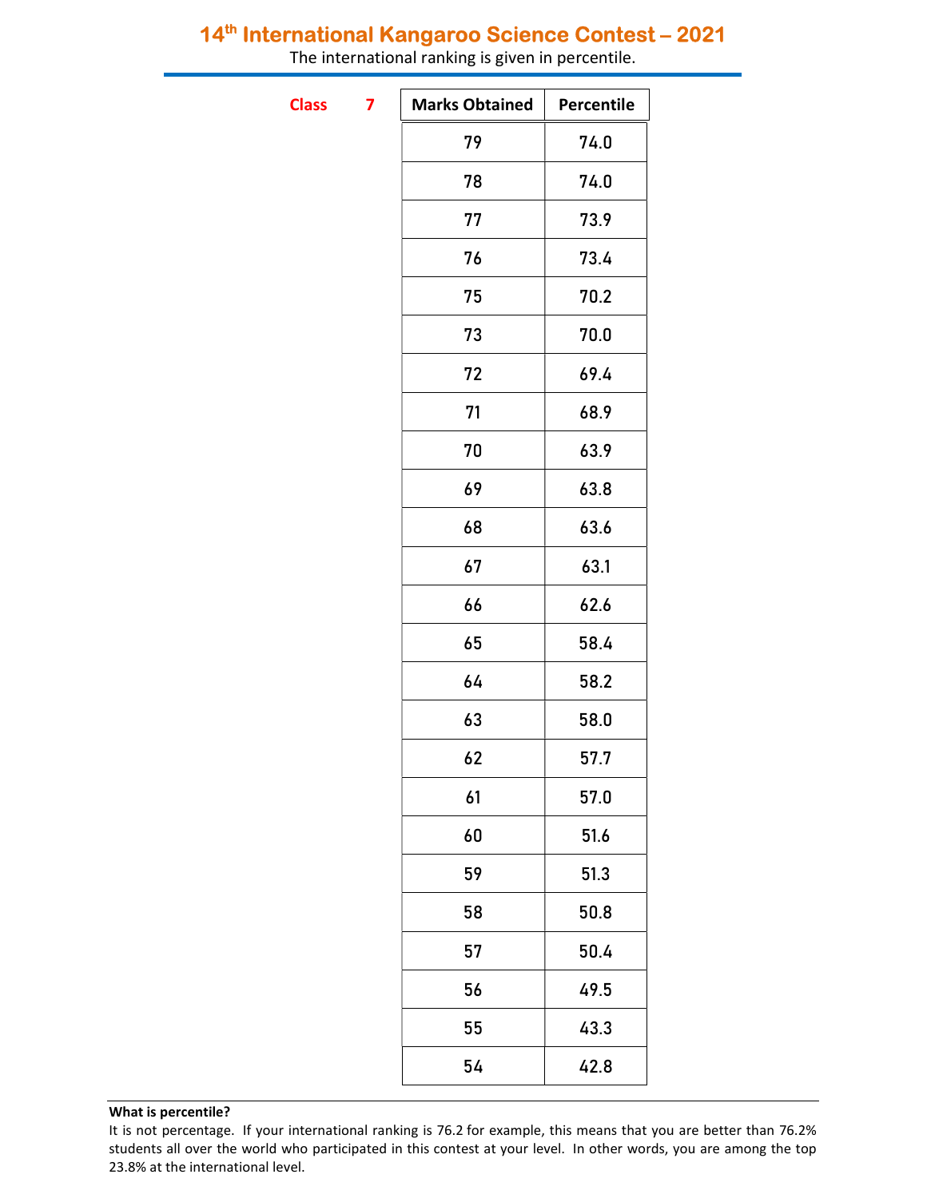# 14th International Kangaroo Science Contest – 2021

The international ranking is given in percentile.

**Class 7**

| Marks Obtained | Percentile |
|---|---|
| 79 | 74.0 |
| 78 | 74.0 |
| 77 | 73.9 |
| 76 | 73.4 |
| 75 | 70.2 |
| 73 | 70.0 |
| 72 | 69.4 |
| 71 | 68.9 |
| 70 | 63.9 |
| 69 | 63.8 |
| 68 | 63.6 |
| 67 | 63.1 |
| 66 | 62.6 |
| 65 | 58.4 |
| 64 | 58.2 |
| 63 | 58.0 |
| 62 | 57.7 |
| 61 | 57.0 |
| 60 | 51.6 |
| 59 | 51.3 |
| 58 | 50.8 |
| 57 | 50.4 |
| 56 | 49.5 |
| 55 | 43.3 |
| 54 | 42.8 |

**What is percentile?**

It is not percentage. If your international ranking is 76.2 for example, this means that you are better than 76.2% students all over the world who participated in this contest at your level. In other words, you are among the top 23.8% at the international level.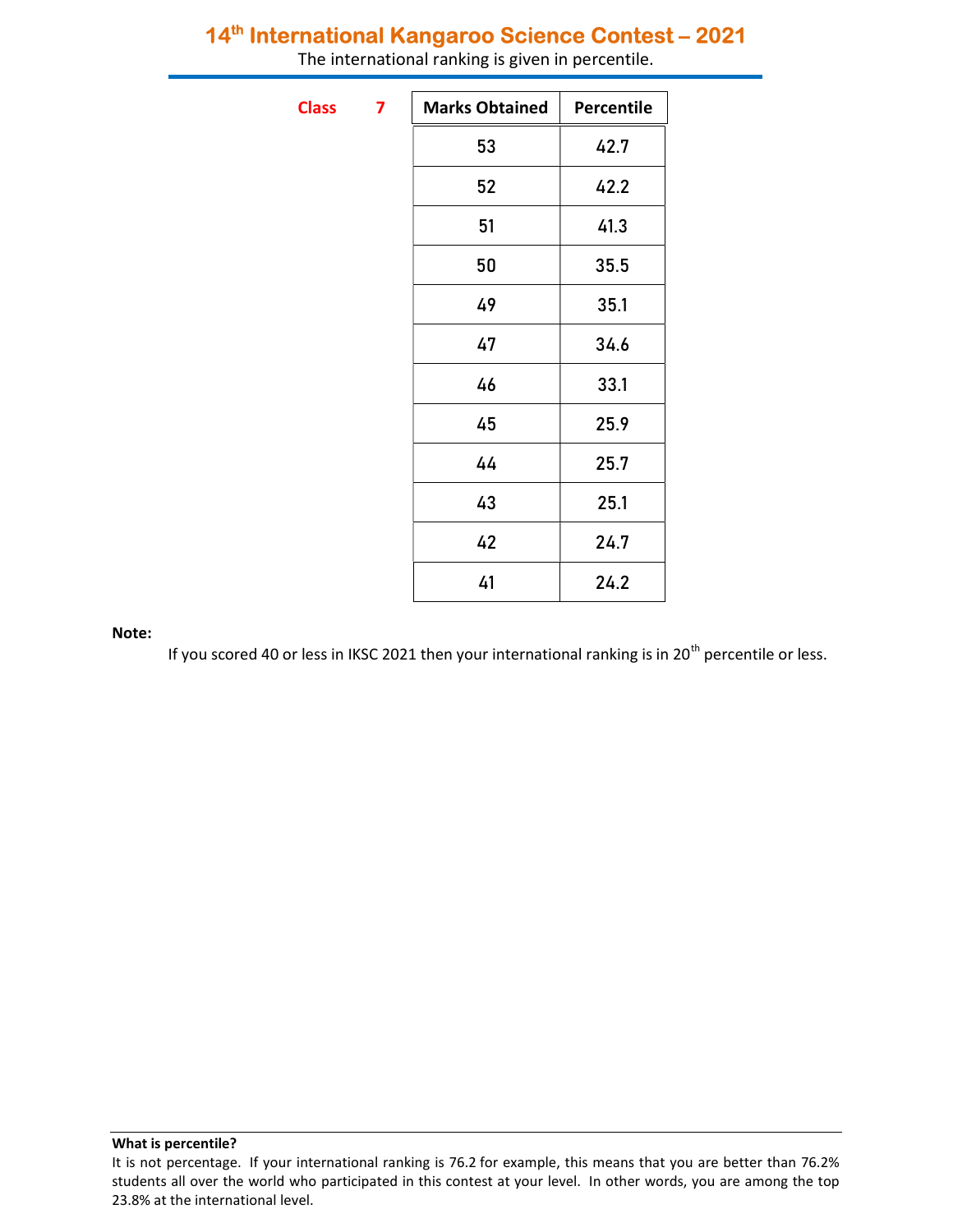## 14th International Kangaroo Science Contest – 2021

The international ranking is given in percentile.

**Class 7**

| Marks Obtained | Percentile |
|---|---|
| 53 | 42.7 |
| 52 | 42.2 |
| 51 | 41.3 |
| 50 | 35.5 |
| 49 | 35.1 |
| 47 | 34.6 |
| 46 | 33.1 |
| 45 | 25.9 |
| 44 | 25.7 |
| 43 | 25.1 |
| 42 | 24.7 |
| 41 | 24.2 |

**Note:**

If you scored 40 or less in IKSC 2021 then your international ranking is in 20th percentile or less.

**What is percentile?**

It is not percentage. If your international ranking is 76.2 for example, this means that you are better than 76.2% students all over the world who participated in this contest at your level. In other words, you are among the top 23.8% at the international level.